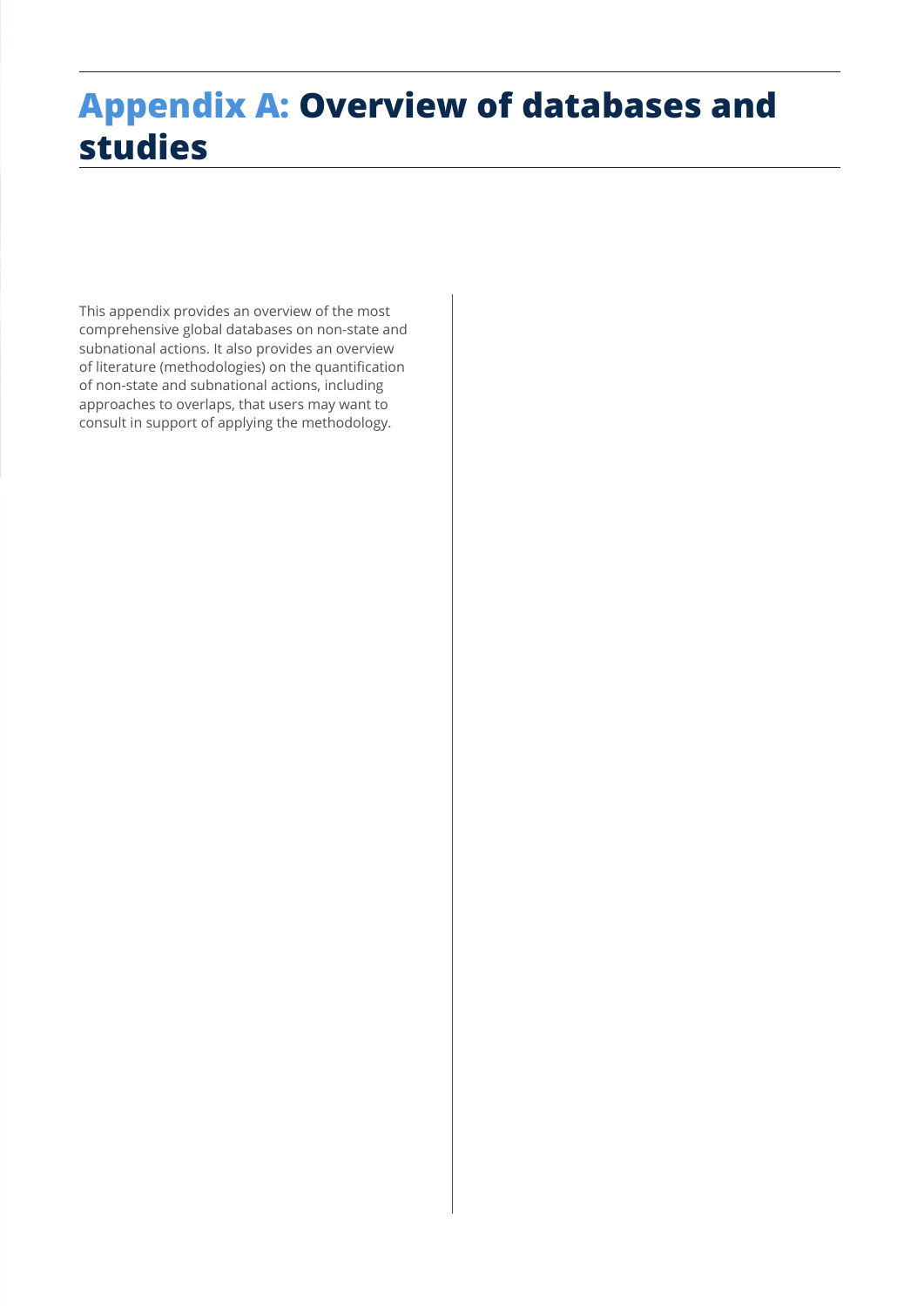# Appendix A: Overview of databases and studies

This appendix provides an overview of the most comprehensive global databases on non-state and subnational actions. It also provides an overview of literature (methodologies) on the quantification of non-state and subnational actions, including approaches to overlaps, that users may want to consult in support of applying the methodology.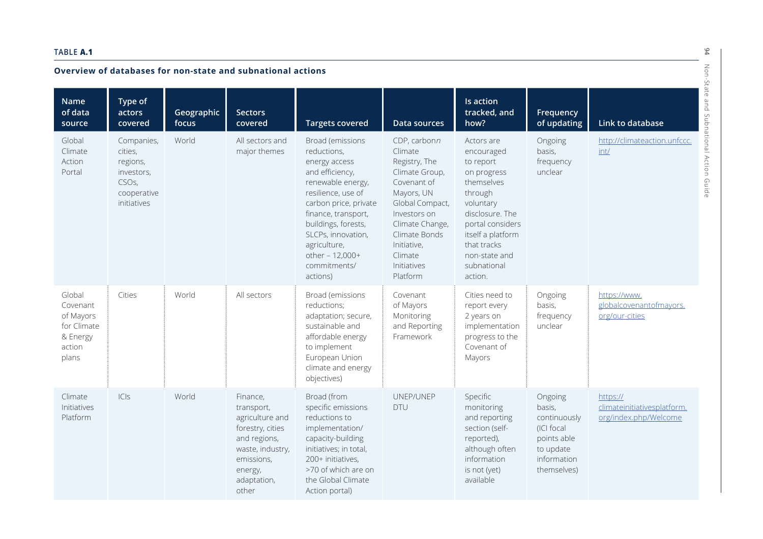**TABLE A.1**

**Overview of databases for non-state and subnational actions**

| Name of data source | Type of actors covered | Geographic focus | Sectors covered | Targets covered | Data sources | Is action tracked, and how? | Frequency of updating | Link to database |
|---|---|---|---|---|---|---|---|---|
| Global Climate Action Portal | Companies, cities, regions, investors, CSOs, cooperative initiatives | World | All sectors and major themes | Broad (emissions reductions, energy access and efficiency, renewable energy, resilience, use of carbon price, private finance, transport, buildings, forests, SLCPs, innovation, agriculture, other – 12,000+ commitments/ actions) | CDP, carbonn Climate Registry, The Climate Group, Covenant of Mayors, UN Global Compact, Investors on Climate Change, Climate Bonds Initiative, Climate Initiatives Platform | Actors are encouraged to report on progress themselves through voluntary disclosure. The portal considers itself a platform that tracks non-state and subnational action. | Ongoing basis, frequency unclear | http://climateaction.unfccc.int/ |
| Global Covenant of Mayors for Climate & Energy action plans | Cities | World | All sectors | Broad (emissions reductions; adaptation; secure, sustainable and affordable energy to implement European Union climate and energy objectives) | Covenant of Mayors Monitoring and Reporting Framework | Cities need to report every 2 years on implementation progress to the Covenant of Mayors | Ongoing basis, frequency unclear | https://www.globalcovenantofmayors.org/our-cities |
| Climate Initiatives Platform | ICIs | World | Finance, transport, agriculture and forestry, cities and regions, waste, industry, emissions, energy, adaptation, other | Broad (from specific emissions reductions to implementation/ capacity-building initiatives; in total, 200+ initiatives, >70 of which are on the Global Climate Action portal) | UNEP/UNEP DTU | Specific monitoring and reporting section (self-reported), although often information is not (yet) available | Ongoing basis, continuously (ICI focal points able to update information themselves) | https://climateinitiativesplatform.org/index.php/Welcome |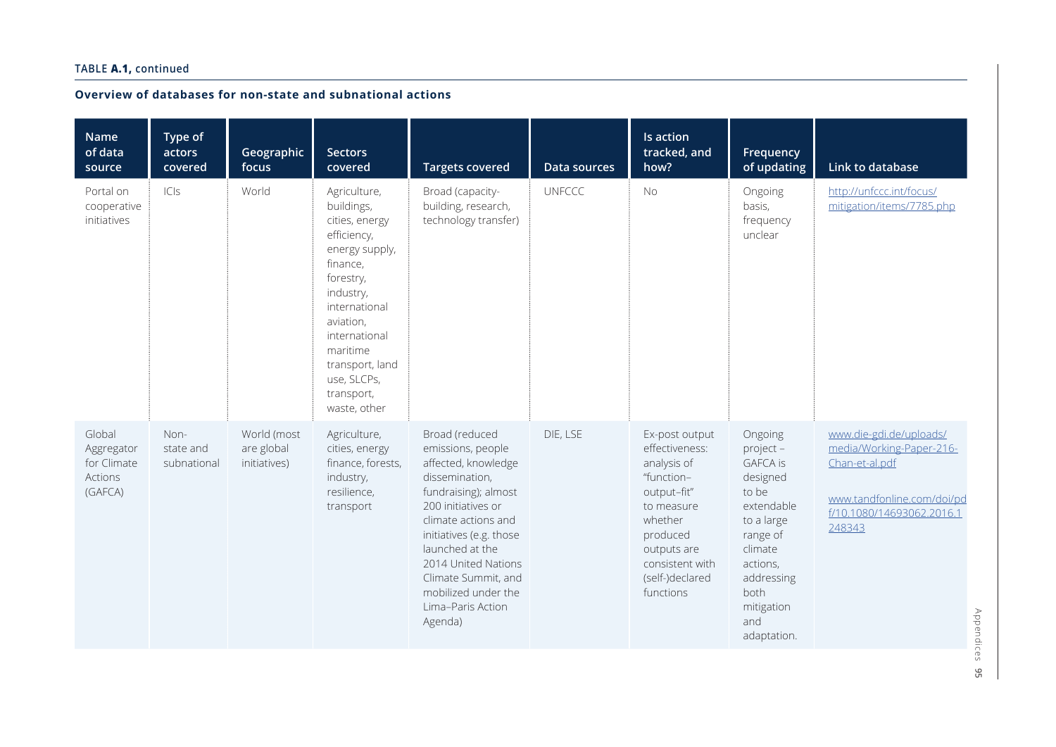TABLE **A.1,** continued

**Overview of databases for non-state and subnational actions**

| Name of data source | Type of actors covered | Geographic focus | Sectors covered | Targets covered | Data sources | Is action tracked, and how? | Frequency of updating | Link to database |
|---|---|---|---|---|---|---|---|---|
| Portal on cooperative initiatives | ICIs | World | Agriculture, buildings, cities, energy efficiency, energy supply, finance, forestry, industry, international aviation, international maritime transport, land use, SLCPs, transport, waste, other | Broad (capacity-building, research, technology transfer) | UNFCCC | No | Ongoing basis, frequency unclear | http://unfccc.int/focus/mitigation/items/7785.php |
| Global Aggregator for Climate Actions (GAFCA) | Non-state and subnational | World (most are global initiatives) | Agriculture, cities, energy finance, forests, industry, resilience, transport | Broad (reduced emissions, people affected, knowledge dissemination, fundraising); almost 200 initiatives or climate actions and initiatives (e.g. those launched at the 2014 United Nations Climate Summit, and mobilized under the Lima–Paris Action Agenda) | DIE, LSE | Ex-post output effectiveness: analysis of "function–output–fit" to measure whether produced outputs are consistent with (self-)declared functions | Ongoing project – GAFCA is designed to be extendable to a large range of climate actions, addressing both mitigation and adaptation. | www.die-gdi.de/uploads/media/Working-Paper-216-Chan-et-al.pdf<br><br>www.tandfonline.com/doi/pdf/10.1080/14693062.2016.1248343 |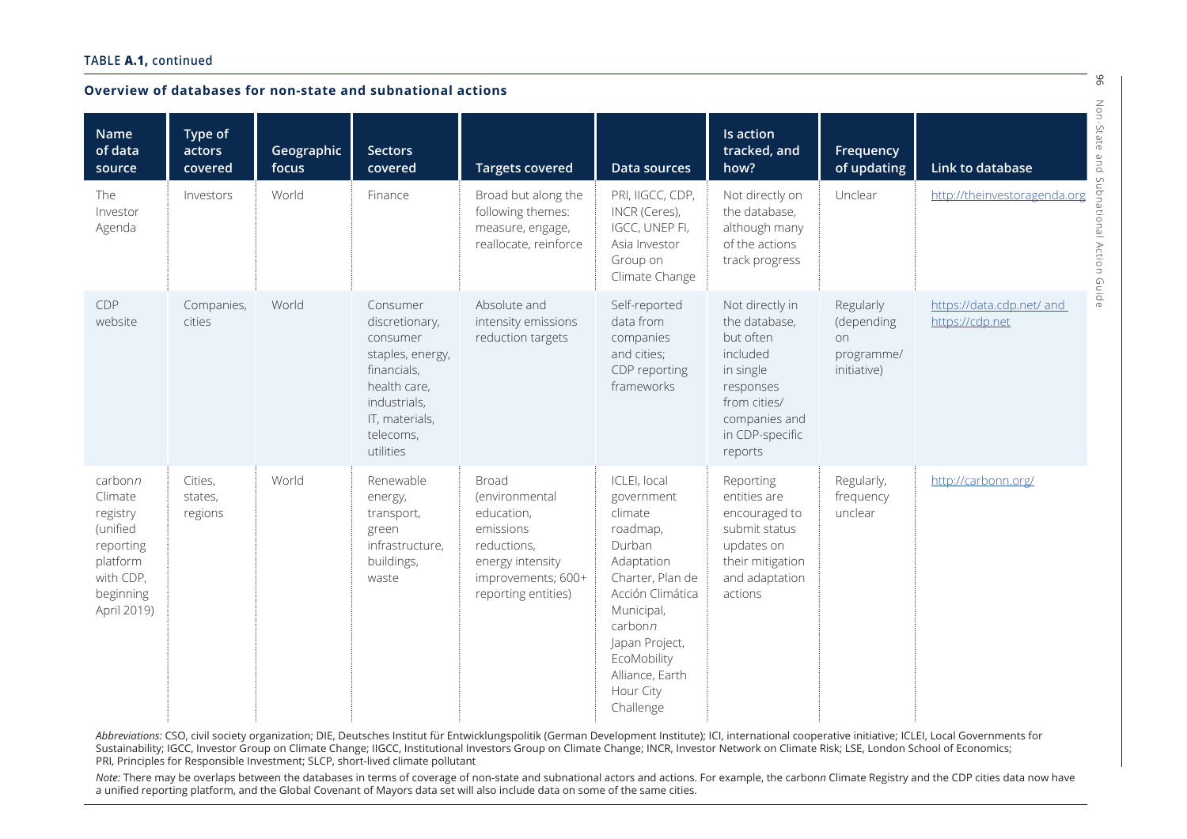**TABLE A.1, continued**

**Overview of databases for non-state and subnational actions**

| Name of data source | Type of actors covered | Geographic focus | Sectors covered | Targets covered | Data sources | Is action tracked, and how? | Frequency of updating | Link to database |
|---|---|---|---|---|---|---|---|---|
| The Investor Agenda | Investors | World | Finance | Broad but along the following themes: measure, engage, reallocate, reinforce | PRI, IIGCC, CDP, INCR (Ceres), IGCC, UNEP FI, Asia Investor Group on Climate Change | Not directly on the database, although many of the actions track progress | Unclear | http://theinvestoragenda.org |
| CDP website | Companies, cities | World | Consumer discretionary, consumer staples, energy, financials, health care, industrials, IT, materials, telecoms, utilities | Absolute and intensity emissions reduction targets | Self-reported data from companies and cities; CDP reporting frameworks | Not directly in the database, but often included in single responses from cities/ companies and in CDP-specific reports | Regularly (depending on programme/ initiative) | https://data.cdp.net/ and https://cdp.net |
| carbon*n* Climate registry (unified reporting platform with CDP, beginning April 2019) | Cities, states, regions | World | Renewable energy, transport, green infrastructure, buildings, waste | Broad (environmental education, emissions reductions, energy intensity improvements; 600+ reporting entities) | ICLEI, local government climate roadmap, Durban Adaptation Charter, Plan de Acción Climática Municipal, carbon*n* Japan Project, EcoMobility Alliance, Earth Hour City Challenge | Reporting entities are encouraged to submit status updates on their mitigation and adaptation actions | Regularly, frequency unclear | http://carbonn.org/ |

*Abbreviations:* CSO, civil society organization; DIE, Deutsches Institut für Entwicklungspolitik (German Development Institute); ICI, international cooperative initiative; ICLEI, Local Governments for Sustainability; IGCC, Investor Group on Climate Change; IIGCC, Institutional Investors Group on Climate Change; INCR, Investor Network on Climate Risk; LSE, London School of Economics; PRI, Principles for Responsible Investment; SLCP, short-lived climate pollutant

*Note:* There may be overlaps between the databases in terms of coverage of non-state and subnational actors and actions. For example, the carbon*n* Climate Registry and the CDP cities data now have a unified reporting platform, and the Global Covenant of Mayors data set will also include data on some of the same cities.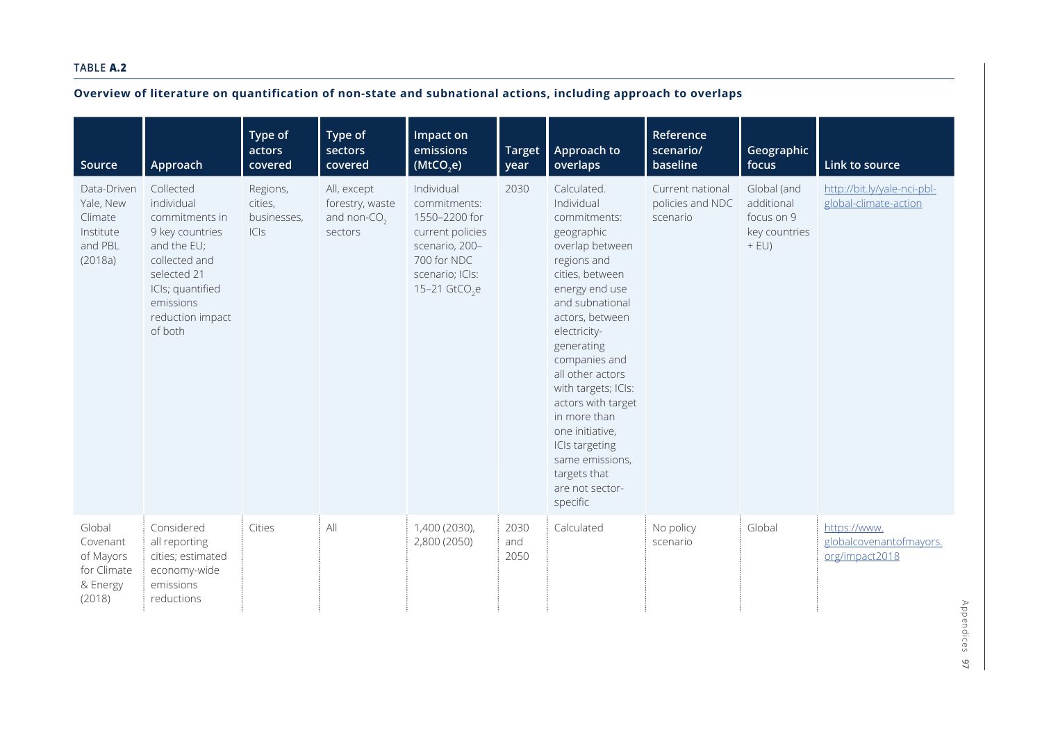**TABLE A.2**

**Overview of literature on quantification of non-state and subnational actions, including approach to overlaps**

| Source | Approach | Type of actors covered | Type of sectors covered | Impact on emissions ($MtCO_2e$) | Target year | Approach to overlaps | Reference scenario/ baseline | Geographic focus | Link to source |
|---|---|---|---|---|---|---|---|---|---|
| Data-Driven Yale, New Climate Institute and PBL (2018a) | Collected individual commitments in 9 key countries and the EU; collected and selected 21 ICIs; quantified emissions reduction impact of both | Regions, cities, businesses, ICIs | All, except forestry, waste and non-$CO_2$ sectors | Individual commitments: 1550–2200 for current policies scenario, 200–700 for NDC scenario; ICIs: 15–21 $GtCO_2e$ | 2030 | Calculated. Individual commitments: geographic overlap between regions and cities, between energy end use and subnational actors, between electricity-generating companies and all other actors with targets; ICIs: actors with target in more than one initiative, ICIs targeting same emissions, targets that are not sector-specific | Current national policies and NDC scenario | Global (and additional focus on 9 key countries + EU) | http://bit.ly/yale-nci-pbl-global-climate-action |
| Global Covenant of Mayors for Climate & Energy (2018) | Considered all reporting cities; estimated economy-wide emissions reductions | Cities | All | 1,400 (2030), 2,800 (2050) | 2030 and 2050 | Calculated | No policy scenario | Global | https://www.globalcovenantofmayors.org/impact2018 |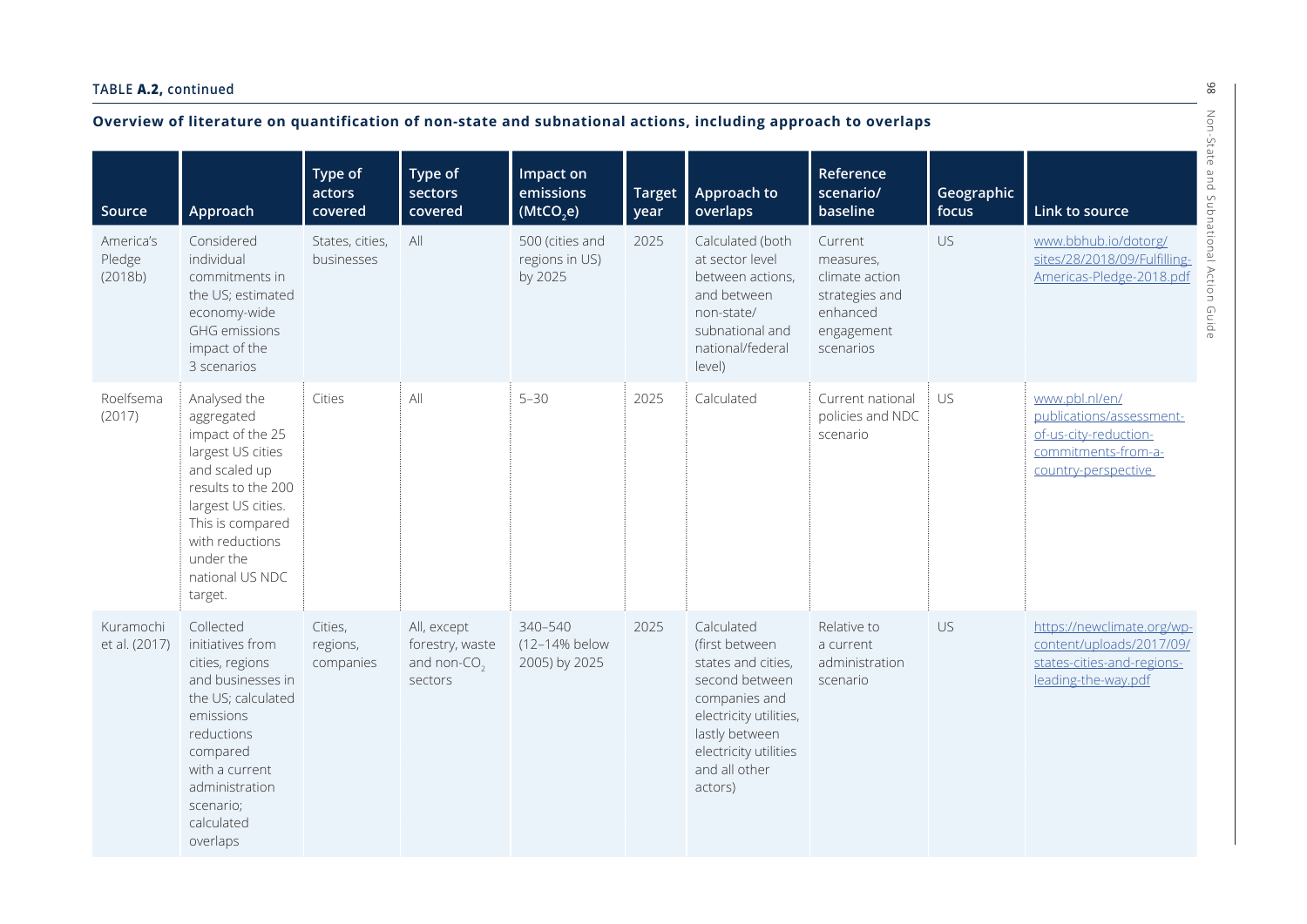**TABLE A.2, continued**

**Overview of literature on quantification of non-state and subnational actions, including approach to overlaps**

| Source | Approach | Type of actors covered | Type of sectors covered | Impact on emissions ($MtCO_2e$) | Target year | Approach to overlaps | Reference scenario/ baseline | Geographic focus | Link to source |
|---|---|---|---|---|---|---|---|---|---|
| America's Pledge (2018b) | Considered individual commitments in the US; estimated economy-wide GHG emissions impact of the 3 scenarios | States, cities, businesses | All | 500 (cities and regions in US) by 2025 | 2025 | Calculated (both at sector level between actions, and between non-state/ subnational and national/federal level) | Current measures, climate action strategies and enhanced engagement scenarios | US | www.bbhub.io/dotorg/sites/28/2018/09/Fulfilling-Americas-Pledge-2018.pdf |
| Roelfsema (2017) | Analysed the aggregated impact of the 25 largest US cities and scaled up results to the 200 largest US cities. This is compared with reductions under the national US NDC target. | Cities | All | 5–30 | 2025 | Calculated | Current national policies and NDC scenario | US | www.pbl.nl/en/publications/assessment-of-us-city-reduction-commitments-from-a-country-perspective |
| Kuramochi et al. (2017) | Collected initiatives from cities, regions and businesses in the US; calculated emissions reductions compared with a current administration scenario; calculated overlaps | Cities, regions, companies | All, except forestry, waste and non-$CO_2$ sectors | 340–540 (12–14% below 2005) by 2025 | 2025 | Calculated (first between states and cities, second between companies and electricity utilities, lastly between electricity utilities and all other actors) | Relative to a current administration scenario | US | https://newclimate.org/wp-content/uploads/2017/09/states-cities-and-regions-leading-the-way.pdf |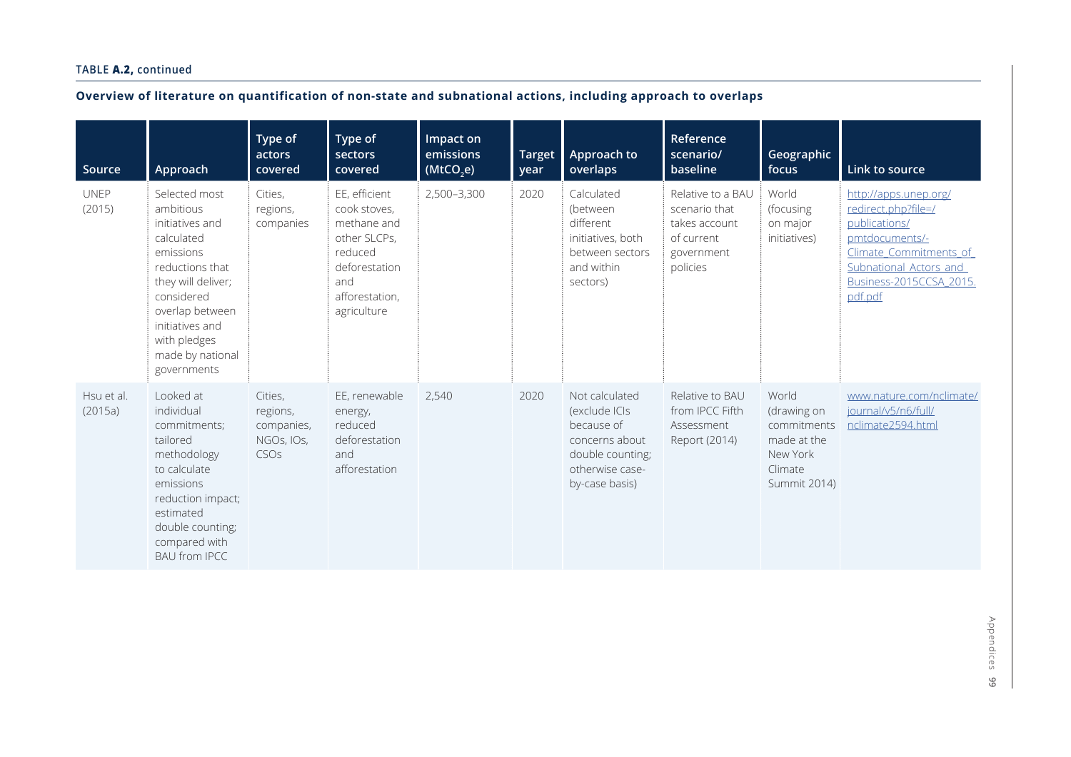TABLE **A.2,** continued

**Overview of literature on quantification of non-state and subnational actions, including approach to overlaps**

| Source | Approach | Type of actors covered | Type of sectors covered | Impact on emissions ($MtCO_2e$) | Target year | Approach to overlaps | Reference scenario/ baseline | Geographic focus | Link to source |
|---|---|---|---|---|---|---|---|---|---|
| UNEP (2015) | Selected most ambitious initiatives and calculated emissions reductions that they will deliver; considered overlap between initiatives and with pledges made by national governments | Cities, regions, companies | EE, efficient cook stoves, methane and other SLCPs, reduced deforestation and afforestation, agriculture | 2,500–3,300 | 2020 | Calculated (between different initiatives, both between sectors and within sectors) | Relative to a BAU scenario that takes account of current government policies | World (focusing on major initiatives) | http://apps.unep.org/redirect.php?file=/publications/pmtdocuments/-Climate_Commitments_of_Subnational_Actors_and_Business-2015CCSA_2015.pdf.pdf |
| Hsu et al. (2015a) | Looked at individual commitments; tailored methodology to calculate emissions reduction impact; estimated double counting; compared with BAU from IPCC | Cities, regions, companies, NGOs, IOs, CSOs | EE, renewable energy, reduced deforestation and afforestation | 2,540 | 2020 | Not calculated (exclude ICIs because of concerns about double counting; otherwise case-by-case basis) | Relative to BAU from IPCC Fifth Assessment Report (2014) | World (drawing on commitments made at the New York Climate Summit 2014) | www.nature.com/nclimate/journal/v5/n6/full/nclimate2594.html |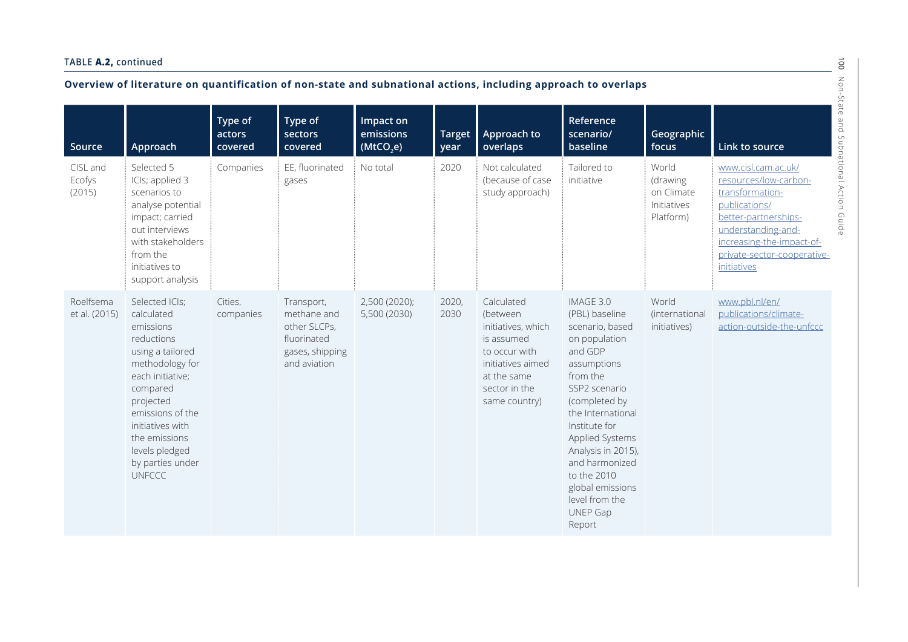TABLE **A.2,** continued

**Overview of literature on quantification of non-state and subnational actions, including approach to overlaps**

| Source | Approach | Type of actors covered | Type of sectors covered | Impact on emissions ($MtCO_2e$) | Target year | Approach to overlaps | Reference scenario/ baseline | Geographic focus | Link to source |
|---|---|---|---|---|---|---|---|---|---|
| CISL and Ecofys (2015) | Selected 5 ICIs; applied 3 scenarios to analyse potential impact; carried out interviews with stakeholders from the initiatives to support analysis | Companies | EE, fluorinated gases | No total | 2020 | Not calculated (because of case study approach) | Tailored to initiative | World (drawing on Climate Initiatives Platform) | www.cisl.cam.ac.uk/resources/low-carbon-transformation-publications/better-partnerships-understanding-and-increasing-the-impact-of-private-sector-cooperative-initiatives |
| Roelfsema et al. (2015) | Selected ICIs; calculated emissions reductions using a tailored methodology for each initiative; compared projected emissions of the initiatives with the emissions levels pledged by parties under UNFCCC | Cities, companies | Transport, methane and other SLCPs, fluorinated gases, shipping and aviation | 2,500 (2020); 5,500 (2030) | 2020, 2030 | Calculated (between initiatives, which is assumed to occur with initiatives aimed at the same sector in the same country) | IMAGE 3.0 (PBL) baseline scenario, based on population and GDP assumptions from the SSP2 scenario (completed by the International Institute for Applied Systems Analysis in 2015), and harmonized to the 2010 global emissions level from the UNEP Gap Report | World (international initiatives) | www.pbl.nl/en/publications/climate-action-outside-the-unfccc |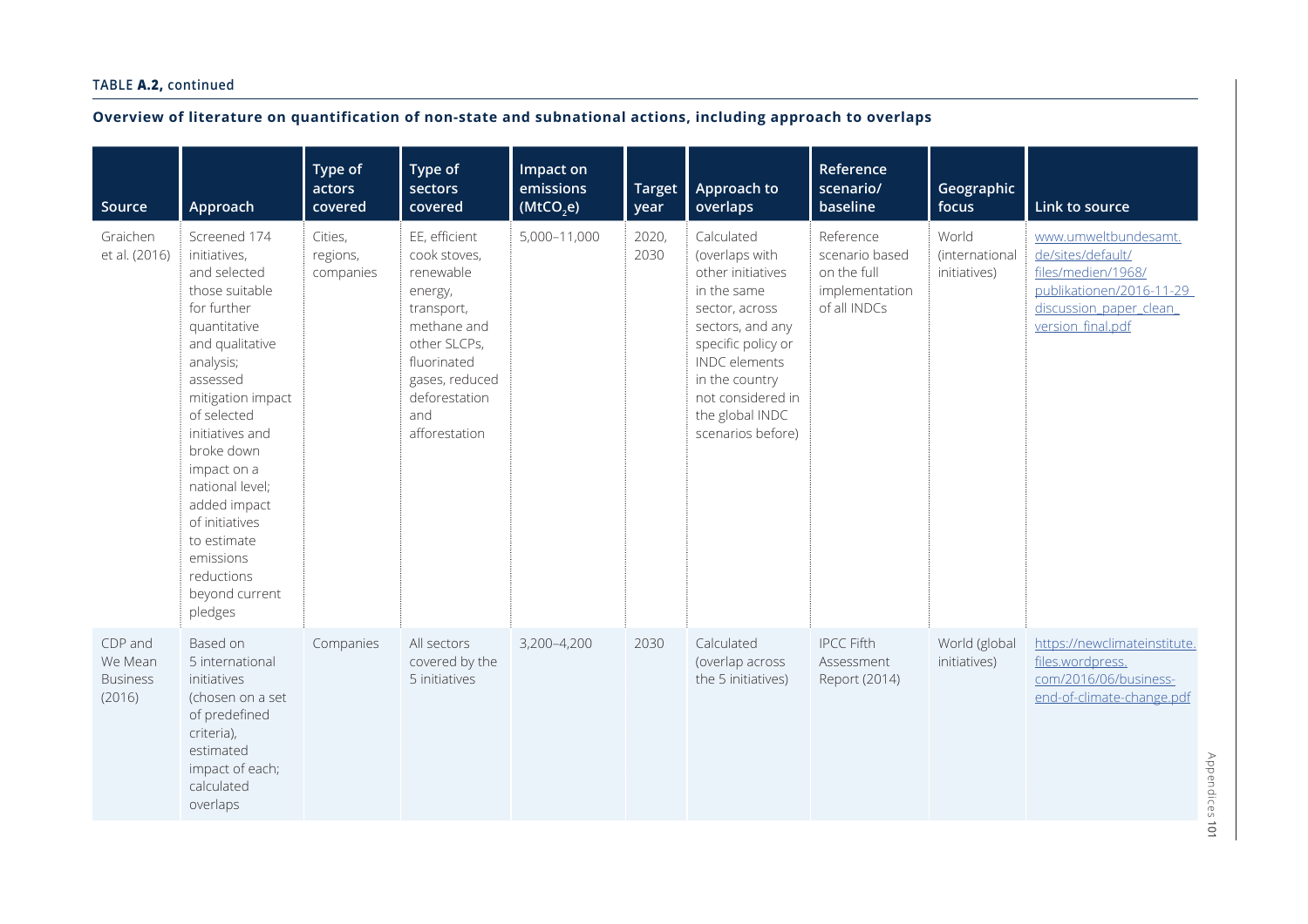**TABLE A.2, continued**

**Overview of literature on quantification of non-state and subnational actions, including approach to overlaps**

| Source | Approach | Type of actors covered | Type of sectors covered | Impact on emissions ($MtCO_2e$) | Target year | Approach to overlaps | Reference scenario/ baseline | Geographic focus | Link to source |
|---|---|---|---|---|---|---|---|---|---|
| Graichen et al. (2016) | Screened 174 initiatives, and selected those suitable for further quantitative and qualitative analysis; assessed mitigation impact of selected initiatives and broke down impact on a national level; added impact of initiatives to estimate emissions reductions beyond current pledges | Cities, regions, companies | EE, efficient cook stoves, renewable energy, transport, methane and other SLCPs, fluorinated gases, reduced deforestation and afforestation | 5,000–11,000 | 2020, 2030 | Calculated (overlaps with other initiatives in the same sector, across sectors, and any specific policy or INDC elements in the country not considered in the global INDC scenarios before) | Reference scenario based on the full implementation of all INDCs | World (international initiatives) | www.umweltbundesamt.de/sites/default/files/medien/1968/publikationen/2016-11-29_discussion_paper_clean_version_final.pdf |
| CDP and We Mean Business (2016) | Based on 5 international initiatives (chosen on a set of predefined criteria), estimated impact of each; calculated overlaps | Companies | All sectors covered by the 5 initiatives | 3,200–4,200 | 2030 | Calculated (overlap across the 5 initiatives) | IPCC Fifth Assessment Report (2014) | World (global initiatives) | https://newclimateinstitute.files.wordpress.com/2016/06/business-end-of-climate-change.pdf |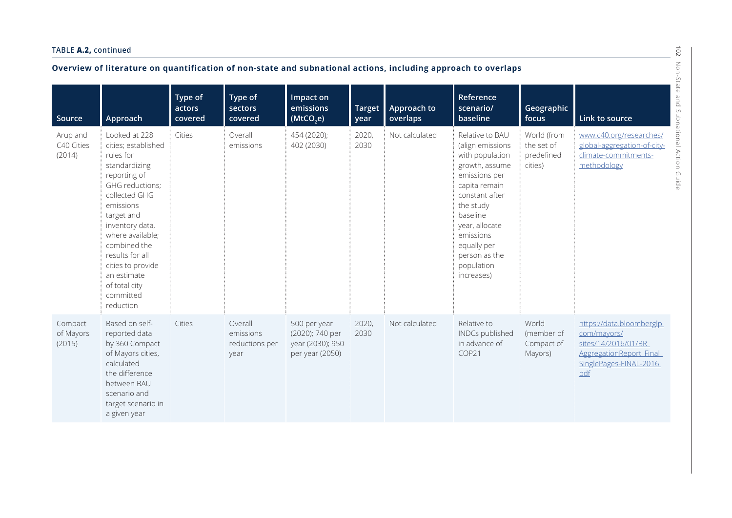TABLE **A.2,** continued

**Overview of literature on quantification of non-state and subnational actions, including approach to overlaps**

| Source | Approach | Type of actors covered | Type of sectors covered | Impact on emissions ($MtCO_2e$) | Target year | Approach to overlaps | Reference scenario/ baseline | Geographic focus | Link to source |
|---|---|---|---|---|---|---|---|---|---|
| Arup and C40 Cities (2014) | Looked at 228 cities; established rules for standardizing reporting of GHG reductions; collected GHG emissions target and inventory data, where available; combined the results for all cities to provide an estimate of total city committed reduction | Cities | Overall emissions | 454 (2020); 402 (2030) | 2020, 2030 | Not calculated | Relative to BAU (align emissions with population growth, assume emissions per capita remain constant after the study baseline year, allocate emissions equally per person as the population increases) | World (from the set of predefined cities) | www.c40.org/researches/global-aggregation-of-city-climate-commitments-methodology |
| Compact of Mayors (2015) | Based on self-reported data by 360 Compact of Mayors cities, calculated the difference between BAU scenario and target scenario in a given year | Cities | Overall emissions reductions per year | 500 per year (2020); 740 per year (2030); 950 per year (2050) | 2020, 2030 | Not calculated | Relative to INDCs published in advance of COP21 | World (member of Compact of Mayors) | https://data.bloomberglp.com/mayors/sites/14/2016/01/BR_AggregationReport_Final_SinglePages-FINAL-2016.pdf |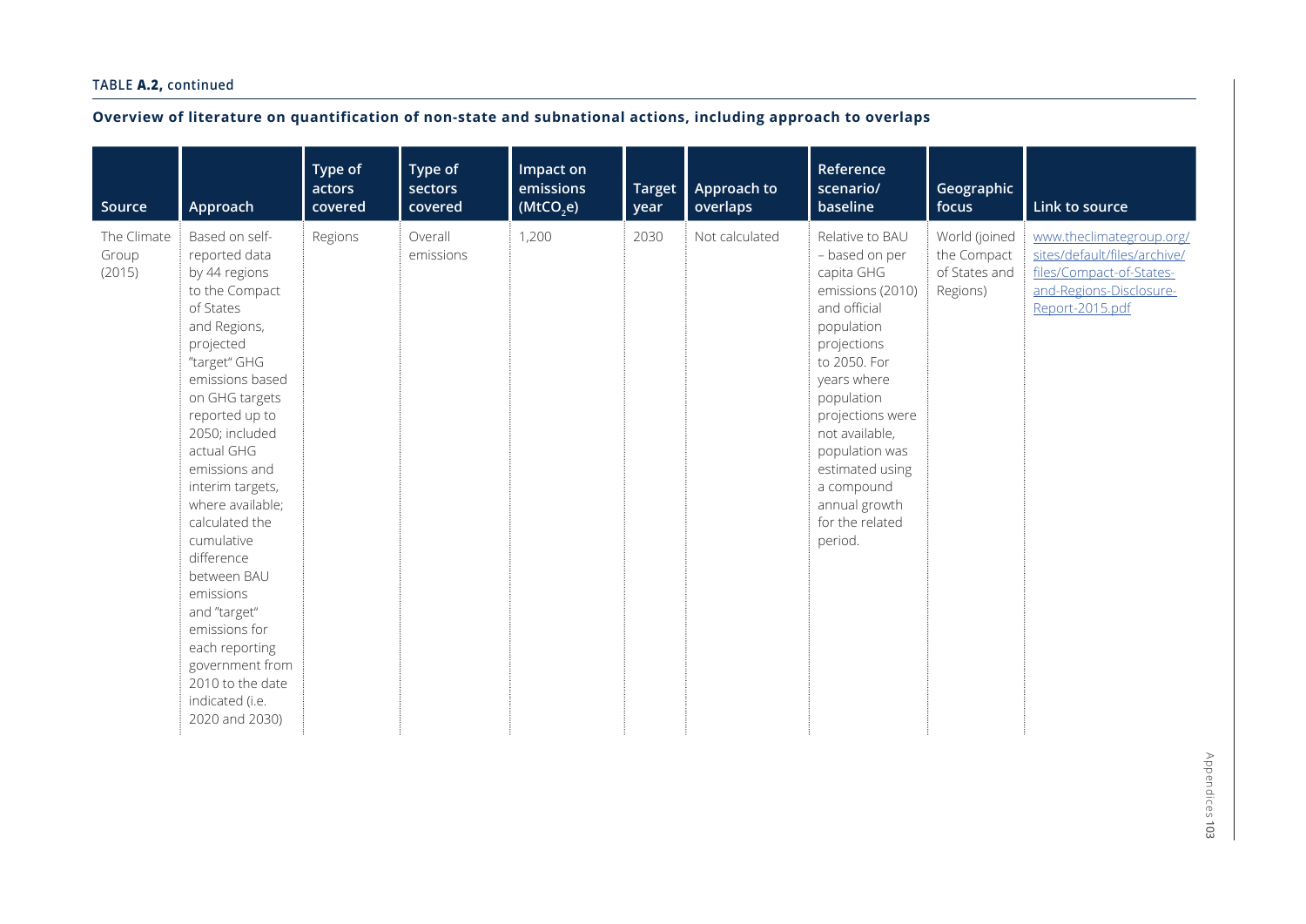TABLE **A.2,** continued

**Overview of literature on quantification of non-state and subnational actions, including approach to overlaps**

| Source | Approach | Type of actors covered | Type of sectors covered | Impact on emissions ($MtCO_2e$) | Target year | Approach to overlaps | Reference scenario/ baseline | Geographic focus | Link to source |
|---|---|---|---|---|---|---|---|---|---|
| The Climate Group (2015) | Based on self-reported data by 44 regions to the Compact of States and Regions, projected "target" GHG emissions based on GHG targets reported up to 2050; included actual GHG emissions and interim targets, where available; calculated the cumulative difference between BAU emissions and "target" emissions for each reporting government from 2010 to the date indicated (i.e. 2020 and 2030) | Regions | Overall emissions | 1,200 | 2030 | Not calculated | Relative to BAU – based on per capita GHG emissions (2010) and official population projections to 2050. For years where population projections were not available, population was estimated using a compound annual growth for the related period. | World (joined the Compact of States and Regions) | [www.theclimategroup.org/sites/default/files/archive/files/Compact-of-States-and-Regions-Disclosure-Report-2015.pdf](www.theclimategroup.org/sites/default/files/archive/files/Compact-of-States-and-Regions-Disclosure-Report-2015.pdf) |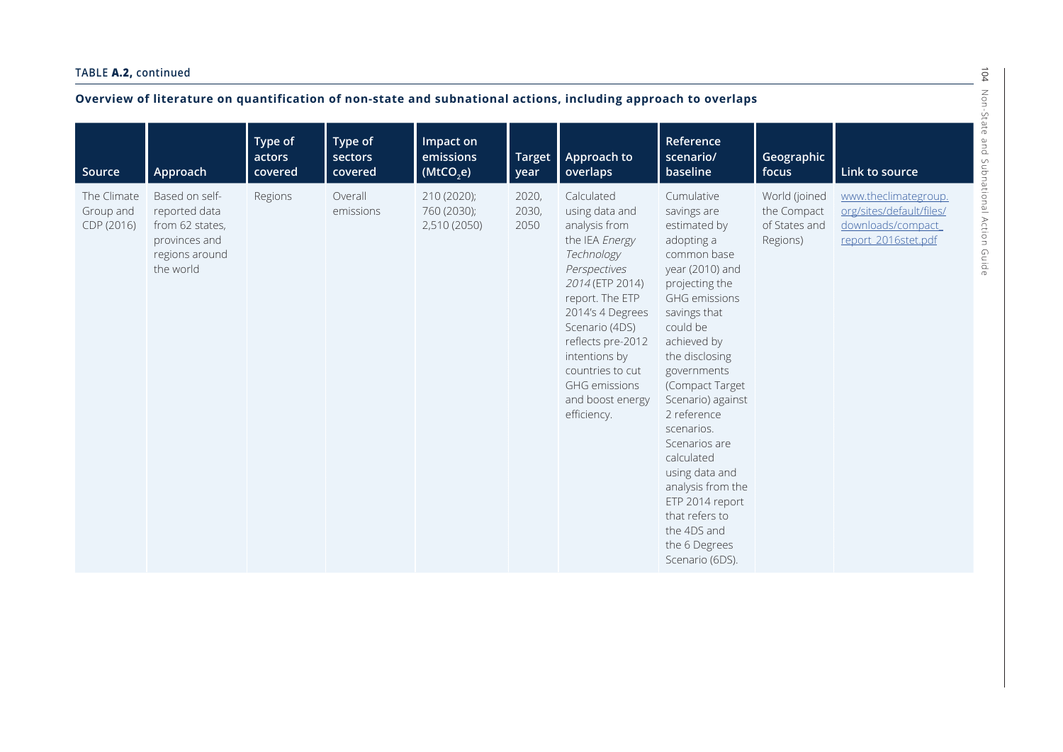TABLE **A.2,** continued

**Overview of literature on quantification of non-state and subnational actions, including approach to overlaps**

| Source | Approach | Type of actors covered | Type of sectors covered | Impact on emissions ($MtCO_2e$) | Target year | Approach to overlaps | Reference scenario/ baseline | Geographic focus | Link to source |
|---|---|---|---|---|---|---|---|---|---|
| The Climate Group and CDP (2016) | Based on self-reported data from 62 states, provinces and regions around the world | Regions | Overall emissions | 210 (2020); 760 (2030); 2,510 (2050) | 2020, 2030, 2050 | Calculated using data and analysis from the IEA *Energy Technology Perspectives 2014* (ETP 2014) report. The ETP 2014's 4 Degrees Scenario (4DS) reflects pre-2012 intentions by countries to cut GHG emissions and boost energy efficiency. | Cumulative savings are estimated by adopting a common base year (2010) and projecting the GHG emissions savings that could be achieved by the disclosing governments (Compact Target Scenario) against 2 reference scenarios. Scenarios are calculated using data and analysis from the ETP 2014 report that refers to the 4DS and the 6 Degrees Scenario (6DS). | World (joined the Compact of States and Regions) | www.theclimategroup.org/sites/default/files/downloads/compact_report_2016stet.pdf |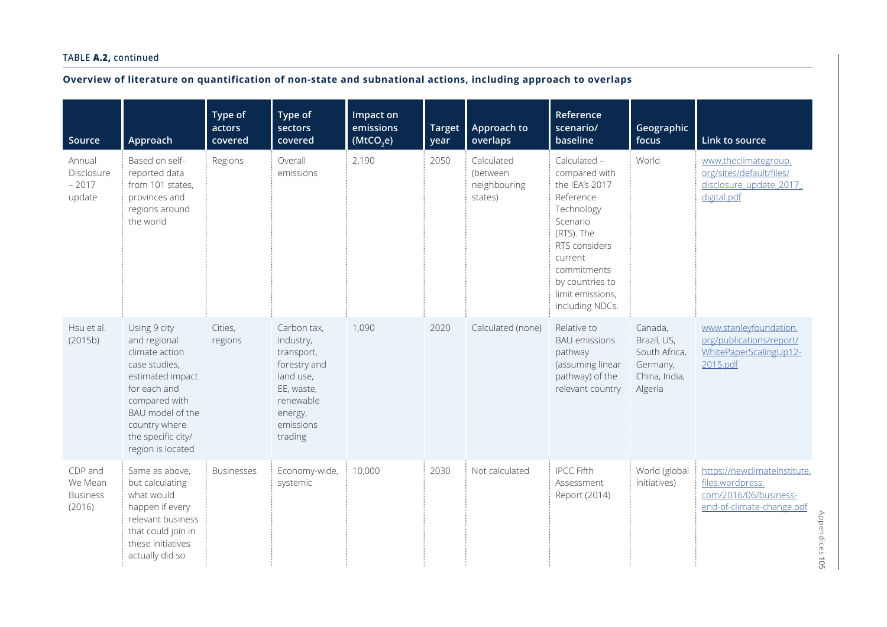**TABLE A.2, continued**

**Overview of literature on quantification of non-state and subnational actions, including approach to overlaps**

| Source | Approach | Type of actors covered | Type of sectors covered | Impact on emissions ($MtCO_2e$) | Target year | Approach to overlaps | Reference scenario/ baseline | Geographic focus | Link to source |
|---|---|---|---|---|---|---|---|---|---|
| Annual Disclosure – 2017 update | Based on self-reported data from 101 states, provinces and regions around the world | Regions | Overall emissions | 2,190 | 2050 | Calculated (between neighbouring states) | Calculated – compared with the IEA's 2017 Reference Technology Scenario (RTS). The RTS considers current commitments by countries to limit emissions, including NDCs. | World | www.theclimategroup.org/sites/default/files/disclosure_update_2017_digital.pdf |
| Hsu et al. (2015b) | Using 9 city and regional climate action case studies, estimated impact for each and compared with BAU model of the country where the specific city/region is located | Cities, regions | Carbon tax, industry, transport, forestry and land use, EE, waste, renewable energy, emissions trading | 1,090 | 2020 | Calculated (none) | Relative to BAU emissions pathway (assuming linear pathway) of the relevant country | Canada, Brazil, US, South Africa, Germany, China, India, Algeria | www.stanleyfoundation.org/publications/report/WhitePaperScalingUp12-2015.pdf |
| CDP and We Mean Business (2016) | Same as above, but calculating what would happen if every relevant business that could join in these initiatives actually did so | Businesses | Economy-wide, systemic | 10,000 | 2030 | Not calculated | IPCC Fifth Assessment Report (2014) | World (global initiatives) | https://newclimateinstitute.files.wordpress.com/2016/06/business-end-of-climate-change.pdf |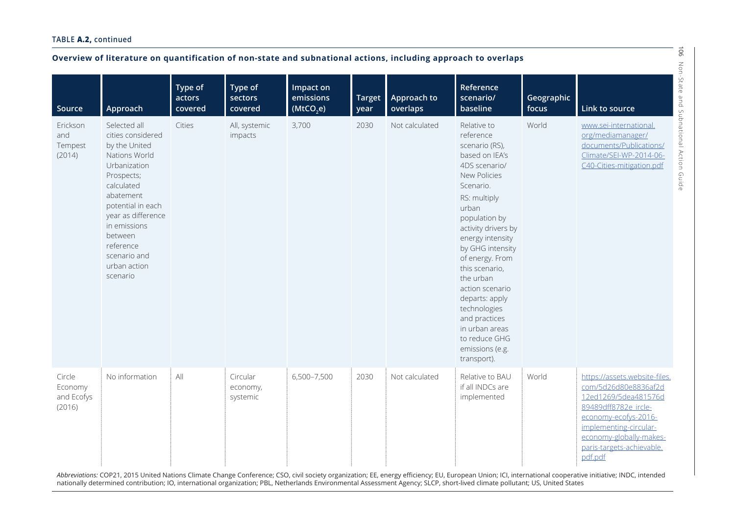**TABLE A.2, continued**

**Overview of literature on quantification of non-state and subnational actions, including approach to overlaps**

| Source | Approach | Type of actors covered | Type of sectors covered | Impact on emissions ($MtCO_2e$) | Target year | Approach to overlaps | Reference scenario/ baseline | Geographic focus | Link to source |
|---|---|---|---|---|---|---|---|---|---|
| Erickson and Tempest (2014) | Selected all cities considered by the United Nations World Urbanization Prospects; calculated abatement potential in each year as difference in emissions between reference scenario and urban action scenario | Cities | All, systemic impacts | 3,700 | 2030 | Not calculated | Relative to reference scenario (RS), based on IEA's 4DS scenario/ New Policies Scenario. RS: multiply urban population by activity drivers by energy intensity by GHG intensity of energy. From this scenario, the urban action scenario departs: apply technologies and practices in urban areas to reduce GHG emissions (e.g. transport). | World | www.sei-international.org/mediamanager/documents/Publications/Climate/SEI-WP-2014-06-C40-Cities-mitigation.pdf |
| Circle Economy and Ecofys (2016) | No information | All | Circular economy, systemic | 6,500–7,500 | 2030 | Not calculated | Relative to BAU if all INDCs are implemented | World | https://assets.website-files.com/5d26d80e8836af2d12ed1269/5dea481576d89489dff8782e_ircle-economy-ecofys-2016-implementing-circular-economy-globally-makes-paris-targets-achievable.pdf.pdf |

*Abbreviations:* COP21, 2015 United Nations Climate Change Conference; CSO, civil society organization; EE, energy efficiency; EU, European Union; ICI, international cooperative initiative; INDC, intended nationally determined contribution; IO, international organization; PBL, Netherlands Environmental Assessment Agency; SLCP, short-lived climate pollutant; US, United States